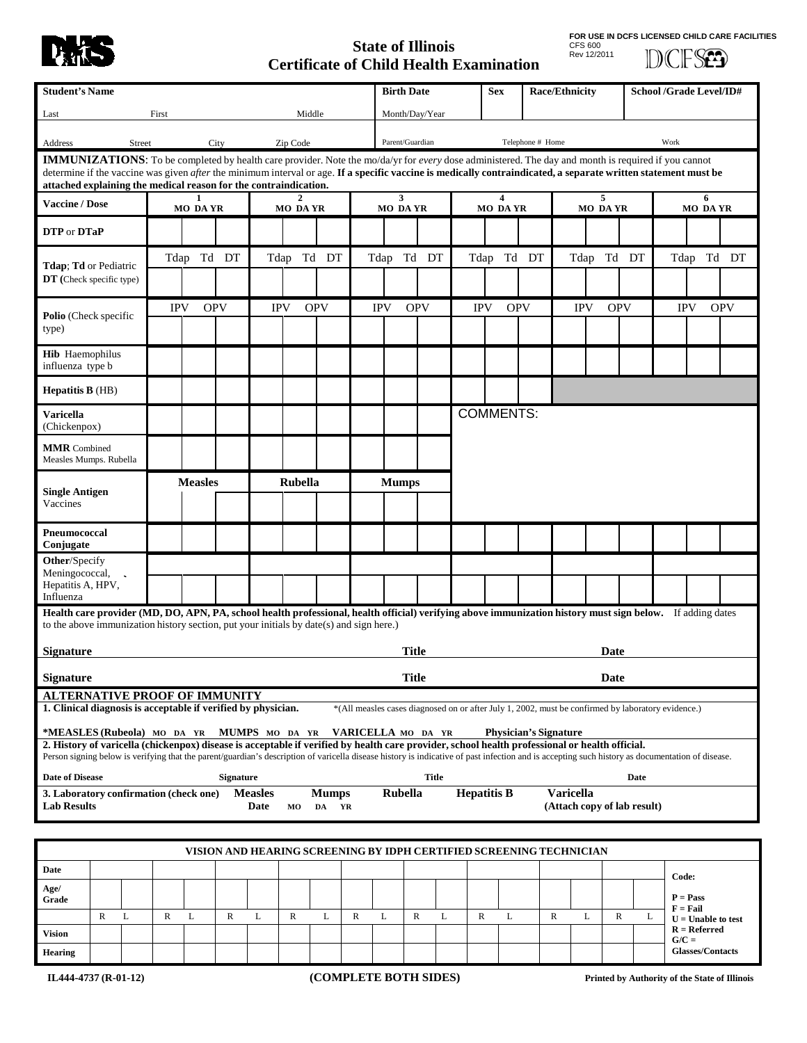FOR USE IN DCFS LICENSED CHILD CARE FACILITIES
CFS 600
Rev 12/2011

# State of Illinois
# Certificate of Child Health Examination

| Student's Name | | | Birth Date | Sex | Race/Ethnicity | School /Grade Level/ID# |
|---|---|---|---|---|---|---|
| Last | First | Middle | Month/Day/Year | | | |
| Address Street | City | Zip Code | Parent/Guardian | Telephone # Home | | Work |

**IMMUNIZATIONS**: To be completed by health care provider. Note the mo/da/yr for *every* dose administered. The day and month is required if you cannot determine if the vaccine was given *after* the minimum interval or age. **If a specific vaccine is medically contraindicated, a separate written statement must be attached explaining the medical reason for the contraindication.**

| Vaccine / Dose | 1 MO DA YR | 2 MO DA YR | 3 MO DA YR | 4 MO DA YR | 5 MO DA YR | 6 MO DA YR |
|---|---|---|---|---|---|---|
| **DTP** or **DTaP** | | | | | | |
| **Tdap**; **Td** or Pediatric **DT** (Check specific type) | Tdap Td DT | Tdap Td DT | Tdap Td DT | Tdap Td DT | Tdap Td DT | Tdap Td DT |
| **Polio** (Check specific type) | IPV OPV | IPV OPV | IPV OPV | IPV OPV | IPV OPV | IPV OPV |
| **Hib** Haemophilus influenza type b | | | | | | |
| **Hepatitis B** (HB) | | | | | | |
| **Varicella** (Chickenpox) | | | | COMMENTS: | | |
| **MMR** Combined Measles Mumps. Rubella | | | | | | |
| **Single Antigen** Vaccines | **Measles** | **Rubella** | **Mumps** | | | |
| **Pneumococcal Conjugate** | | | | | | |
| **Other**/Specify Meningococcal, Hepatitis A, HPV, Influenza | | | | | | |

**Health care provider (MD, DO, APN, PA, school health professional, health official) verifying above immunization history must sign below.** If adding dates to the above immunization history section, put your initials by date(s) and sign here.)

**Signature** **Title** **Date**

**Signature** **Title** **Date**

## ALTERNATIVE PROOF OF IMMUNITY

**1. Clinical diagnosis is acceptable if verified by physician.** *(All measles cases diagnosed on or after July 1, 2002, must be confirmed by laboratory evidence.)

***MEASLES (Rubeola)** MO DA YR **MUMPS** MO DA YR **VARICELLA** MO DA YR **Physician's Signature**

**2. History of varicella (chickenpox) disease is acceptable if verified by health care provider, school health professional or health official.**
Person signing below is verifying that the parent/guardian's description of varicella disease history is indicative of past infection and is accepting such history as documentation of disease.

**Date of Disease** **Signature** **Title** **Date**

**3. Laboratory confirmation (check one)** **Measles** **Mumps** **Rubella** **Hepatitis B** **Varicella**
**Lab Results** **Date** MO DA YR **(Attach copy of lab result)**

## VISION AND HEARING SCREENING BY IDPH CERTIFIED SCREENING TECHNICIAN

| Date | | | | | | | | | | | | | | | | | | | Code: |
|---|---|---|---|---|---|---|---|---|---|---|---|---|---|---|---|---|---|---|---|
| Age/ Grade | | | | | | | | | | | | | | | | | | | P = Pass |
| | R | L | R | L | R | L | R | L | R | L | R | L | R | L | R | L | R | L | F = Fail<br>U = Unable to test |
| Vision | | | | | | | | | | | | | | | | | | | R = Referred<br>G/C = |
| Hearing | | | | | | | | | | | | | | | | | | | Glasses/Contacts |

IL444-4737 (R-01-12) **(COMPLETE BOTH SIDES)** Printed by Authority of the State of Illinois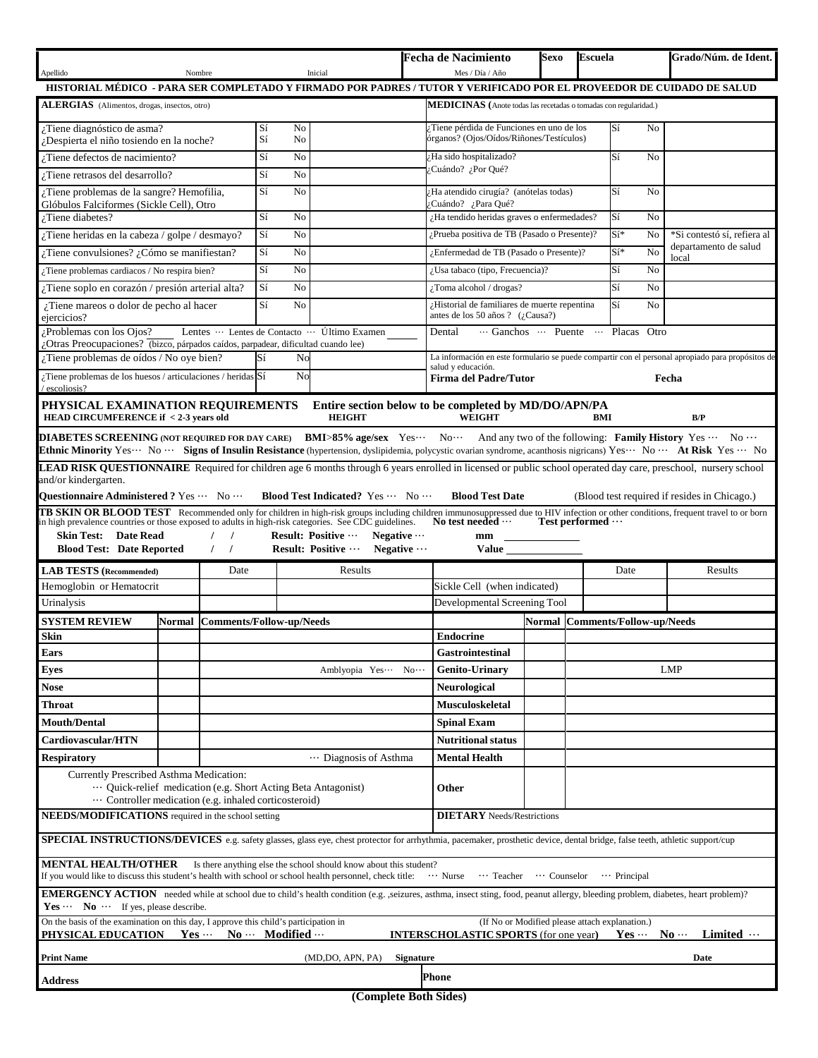| Apellido | Nombre | Inicial | Fecha de Nacimiento Mes / Día / Año | Sexo | Escuela | Grado/Núm. de Ident. |
|---|---|---|---|---|---|---|
| | | | | | | |

**HISTORIAL MÉDICO - PARA SER COMPLETADO Y FIRMADO POR PADRES / TUTOR Y VERIFICADO POR EL PROVEEDOR DE CUIDADO DE SALUD**

| ALERGIAS (Alimentos, drogas, insectos, otro) | | | | MEDICINAS (Anote todas las recetadas o tomadas con regularidad.) | | | |
|---|---|---|---|---|---|---|---|
| ¿Tiene diagnóstico de asma? ¿Despierta el niño tosiendo en la noche? | Sí Sí | No No | | ¿Tiene pérdida de Funciones en uno de los órganos? (Ojos/Oídos/Riñones/Testículos) | Sí | No | |
| ¿Tiene defectos de nacimiento? | Sí | No | | ¿Ha sido hospitalizado? ¿Cuándo? ¿Por Qué? | Sí | No | |
| ¿Tiene retrasos del desarrollo? | Sí | No | | | | | |
| ¿Tiene problemas de la sangre? Hemofilia, Glóbulos Falciformes (Sickle Cell), Otro | Sí | No | | ¿Ha atendido cirugía? (anótelas todas) ¿Cuándo? ¿Para Qué? | Sí | No | |
| ¿Tiene diabetes? | Sí | No | | ¿Ha tendido heridas graves o enfermedades? | Sí | No | |
| ¿Tiene heridas en la cabeza / golpe / desmayo? | Sí | No | | ¿Prueba positiva de TB (Pasado o Presente)? | Sí* | No | *Si contestó sí, refiera al departamento de salud local |
| ¿Tiene convulsiones? ¿Cómo se manifiestan? | Sí | No | | ¿Enfermedad de TB (Pasado o Presente)? | Sí* | No | |
| ¿Tiene problemas cardiacos / No respira bien? | Sí | No | | ¿Usa tabaco (tipo, Frecuencia)? | Sí | No | |
| ¿Tiene soplo en corazón / presión arterial alta? | Sí | No | | ¿Toma alcohol / drogas? | Sí | No | |
| ¿Tiene mareos o dolor de pecho al hacer ejercicios? | Sí | No | | ¿Historial de familiares de muerte repentina antes de los 50 años ? (¿Causa?) | Sí | No | |
| ¿Problemas con los Ojos? Lentes ··· Lentes de Contacto ··· Último Examen ___ ¿Otras Preocupaciones? (bizco, párpados caídos, parpadear, dificultad cuando lee) | | | | Dental ··· Ganchos ··· Puente ··· Placas Otro | | | |
| ¿Tiene problemas de oídos / No oye bien? | Sí | No | | La información en este formulario se puede compartir con el personal apropiado para propósitos de salud y educación. | | | |
| ¿Tiene problemas de los huesos / articulaciones / heridas / escoliosis? | Sí | No | | Firma del Padre/Tutor | | | Fecha |

**PHYSICAL EXAMINATION REQUIREMENTS** Entire section below to be completed by MD/DO/APN/PA

**HEAD CIRCUMFERENCE if < 2-3 years old** HEIGHT WEIGHT BMI B/P

**DIABETES SCREENING (NOT REQUIRED FOR DAY CARE)** **BMI>85% age/sex** Yes··· No··· And any two of the following: **Family History** Yes ··· No ··· **Ethnic Minority** Yes··· No ··· **Signs of Insulin Resistance** (hypertension, dyslipidemia, polycystic ovarian syndrome, acanthosis nigricans) Yes··· No ··· **At Risk** Yes ··· No

**LEAD RISK QUESTIONNAIRE** Required for children age 6 months through 6 years enrolled in licensed or public school operated day care, preschool, nursery school and/or kindergarten.

**Questionnaire Administered ?** Yes ··· No ··· **Blood Test Indicated?** Yes ··· No ··· **Blood Test Date** (Blood test required if resides in Chicago.)

**TB SKIN OR BLOOD TEST** Recommended only for children in high-risk groups including children immunosuppressed due to HIV infection or other conditions, frequent travel to or born in high prevalence countries or those exposed to adults in high-risk categories. See CDC guidelines. **No test needed ···** **Test performed ···**

**Skin Test: Date Read** / / **Result: Positive ···** **Negative ···** **mm** ___

**Blood Test: Date Reported** / / **Result: Positive ···** **Negative ···** **Value** ___

| LAB TESTS (Recommended) | Date | Results | | Date | Results |
|---|---|---|---|---|---|
| Hemoglobin or Hematocrit | | | Sickle Cell (when indicated) | | |
| Urinalysis | | | Developmental Screening Tool | | |

| SYSTEM REVIEW | Normal | Comments/Follow-up/Needs | | Normal | Comments/Follow-up/Needs |
|---|---|---|---|---|---|
| Skin | | | Endocrine | | |
| Ears | | | Gastrointestinal | | |
| Eyes | | Amblyopia Yes··· No··· | Genito-Urinary | | LMP |
| Nose | | | Neurological | | |
| Throat | | | Musculoskeletal | | |
| Mouth/Dental | | | Spinal Exam | | |
| Cardiovascular/HTN | | | Nutritional status | | |
| Respiratory | | ··· Diagnosis of Asthma | Mental Health | | |
| Currently Prescribed Asthma Medication: ··· Quick-relief medication (e.g. Short Acting Beta Antagonist) ··· Controller medication (e.g. inhaled corticosteroid) | | | Other | | |
| NEEDS/MODIFICATIONS required in the school setting | | | DIETARY Needs/Restrictions | | |

**SPECIAL INSTRUCTIONS/DEVICES** e.g. safety glasses, glass eye, chest protector for arrhythmia, pacemaker, prosthetic device, dental bridge, false teeth, athletic support/cup

**MENTAL HEALTH/OTHER** Is there anything else the school should know about this student?
If you would like to discuss this student's health with school or school health personnel, check title: ··· Nurse ··· Teacher ··· Counselor ··· Principal

**EMERGENCY ACTION** needed while at school due to child's health condition (e.g. ,seizures, asthma, insect sting, food, peanut allergy, bleeding problem, diabetes, heart problem)?
**Yes ··· No ···** If yes, please describe.

On the basis of the examination on this day, I approve this child's participation in (If No or Modified please attach explanation.)

**PHYSICAL EDUCATION Yes ··· No ··· Modified ···** **INTERSCHOLASTIC SPORTS** (for one year) **Yes ··· No ··· Limited ···**

**Print Name** (MD,DO, APN, PA) **Signature** **Date**

**Address** **Phone**

**(Complete Both Sides)**